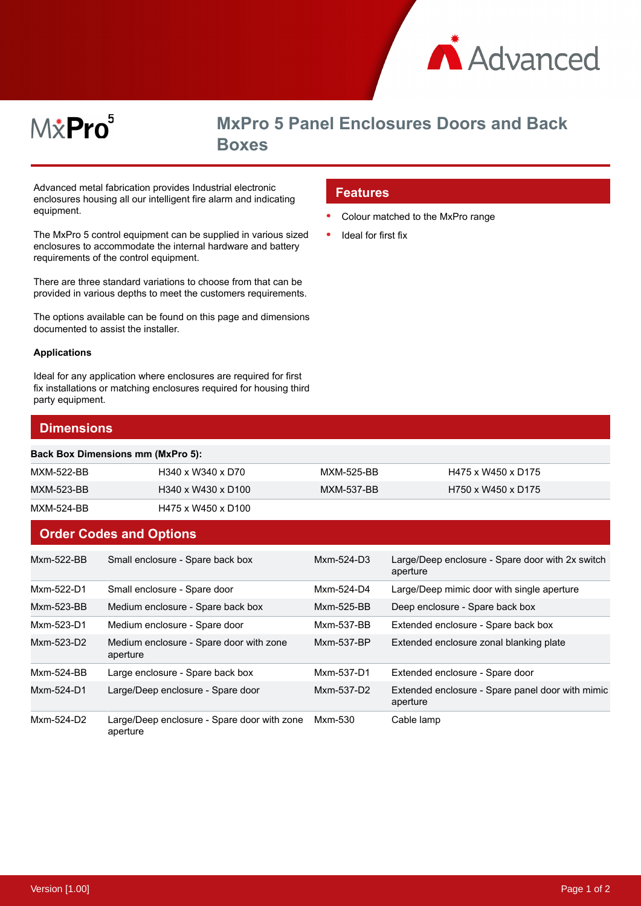# MxPro 5 Panel Enclosures Doors and Back Boxes

Advanced metal fabrication provides Industrial electronic enclosures housing all our intelligent fire alarm and indicating equipment.

The MxPro 5 control equipment can be supplied in various sized enclosures to accommodate the internal hardware and battery requirements of the control equipment.

There are three standard variations to choose from that can be provided in various depths to meet the customers requirements.

The options available can be found on this page and dimensions documented to assist the installer.

**Applications**

Ideal for any application where enclosures are required for first fix installations or matching enclosures required for housing third party equipment.

## Features

- Colour matched to the MxPro range
- Ideal for first fix

## Dimensions

**Back Box Dimensions mm (MxPro 5):**

| | | | |
|---|---|---|---|
| MXM-522-BB | H340 x W340 x D70 | MXM-525-BB | H475 x W450 x D175 |
| MXM-523-BB | H340 x W430 x D100 | MXM-537-BB | H750 x W450 x D175 |
| MXM-524-BB | H475 x W450 x D100 | | |

## Order Codes and Options

| | | | |
|---|---|---|---|
| Mxm-522-BB | Small enclosure - Spare back box | Mxm-524-D3 | Large/Deep enclosure - Spare door with 2x switch aperture |
| Mxm-522-D1 | Small enclosure - Spare door | Mxm-524-D4 | Large/Deep mimic door with single aperture |
| Mxm-523-BB | Medium enclosure - Spare back box | Mxm-525-BB | Deep enclosure - Spare back box |
| Mxm-523-D1 | Medium enclosure - Spare door | Mxm-537-BB | Extended enclosure - Spare back box |
| Mxm-523-D2 | Medium enclosure - Spare door with zone aperture | Mxm-537-BP | Extended enclosure zonal blanking plate |
| Mxm-524-BB | Large enclosure - Spare back box | Mxm-537-D1 | Extended enclosure - Spare door |
| Mxm-524-D1 | Large/Deep enclosure - Spare door | Mxm-537-D2 | Extended enclosure - Spare panel door with mimic aperture |
| Mxm-524-D2 | Large/Deep enclosure - Spare door with zone aperture | Mxm-530 | Cable lamp |

Version [1.00]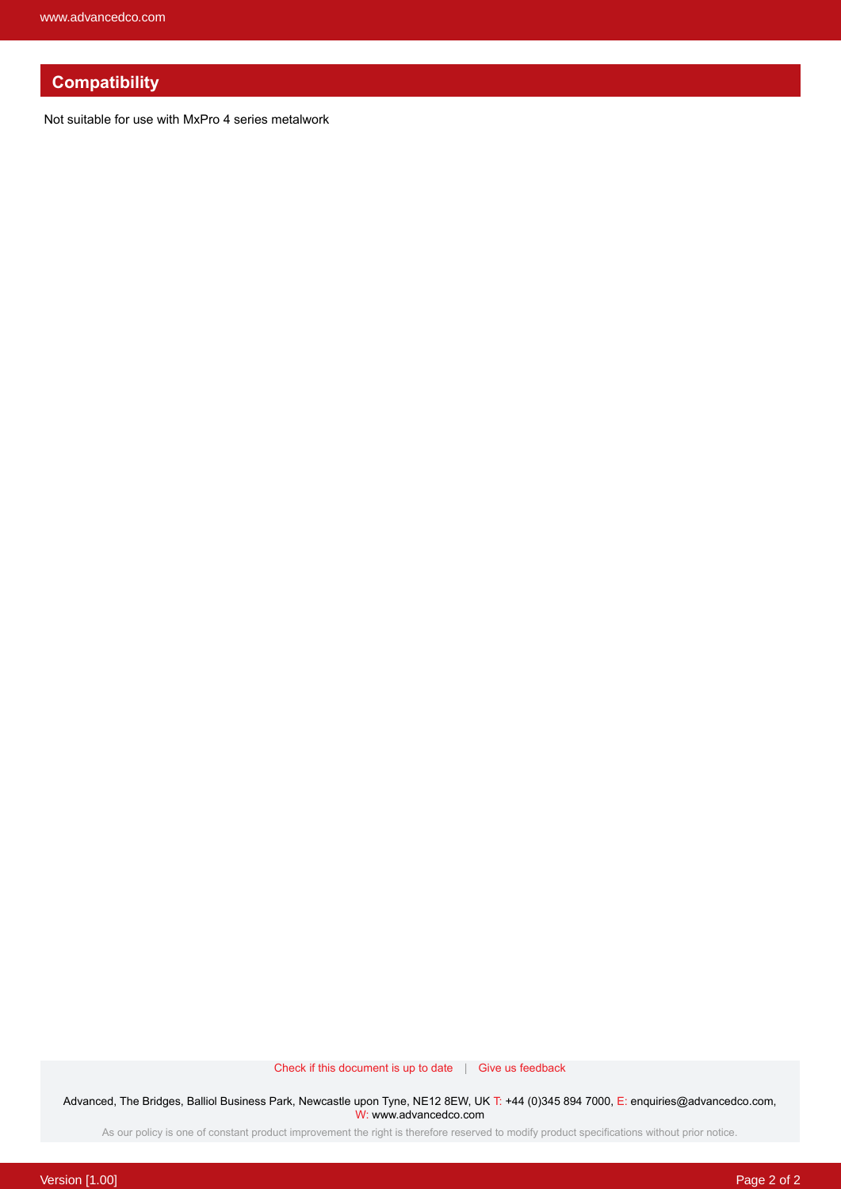## Compatibility

Not suitable for use with MxPro 4 series metalwork

Check if this document is up to date | Give us feedback

Advanced, The Bridges, Balliol Business Park, Newcastle upon Tyne, NE12 8EW, UK T: +44 (0)345 894 7000, E: enquiries@advancedco.com, W: www.advancedco.com

As our policy is one of constant product improvement the right is therefore reserved to modify product specifications without prior notice.

Version [1.00]